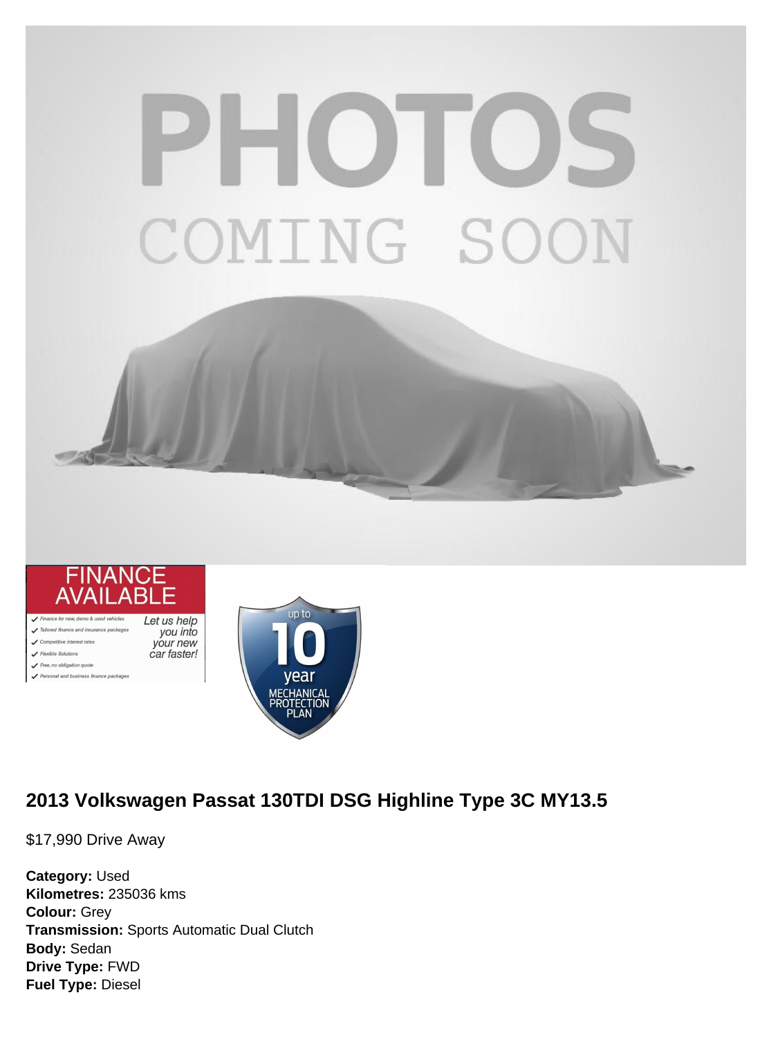## 2013 Volkswagen Passat 130TDI DSG Highline Type 3C MY13.5

$17,990 Drive Away

**Category:** Used
**Kilometres:** 235036 kms
**Colour:** Grey
**Transmission:** Sports Automatic Dual Clutch
**Body:** Sedan
**Drive Type:** FWD
**Fuel Type:** Diesel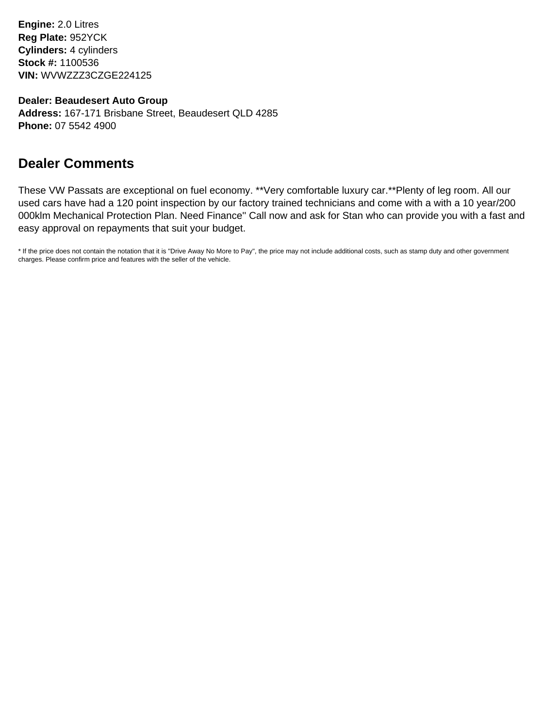**Engine:** 2.0 Litres
**Reg Plate:** 952YCK
**Cylinders:** 4 cylinders
**Stock #:** 1100536
**VIN:** WVWZZZ3CZGE224125

**Dealer: Beaudesert Auto Group**
**Address:** 167-171 Brisbane Street, Beaudesert QLD 4285
**Phone:** 07 5542 4900

## Dealer Comments

These VW Passats are exceptional on fuel economy. **Very comfortable luxury car.**Plenty of leg room. All our used cars have had a 120 point inspection by our factory trained technicians and come with a with a 10 year/200 000klm Mechanical Protection Plan. Need Finance'' Call now and ask for Stan who can provide you with a fast and easy approval on repayments that suit your budget.

* If the price does not contain the notation that it is "Drive Away No More to Pay", the price may not include additional costs, such as stamp duty and other government charges. Please confirm price and features with the seller of the vehicle.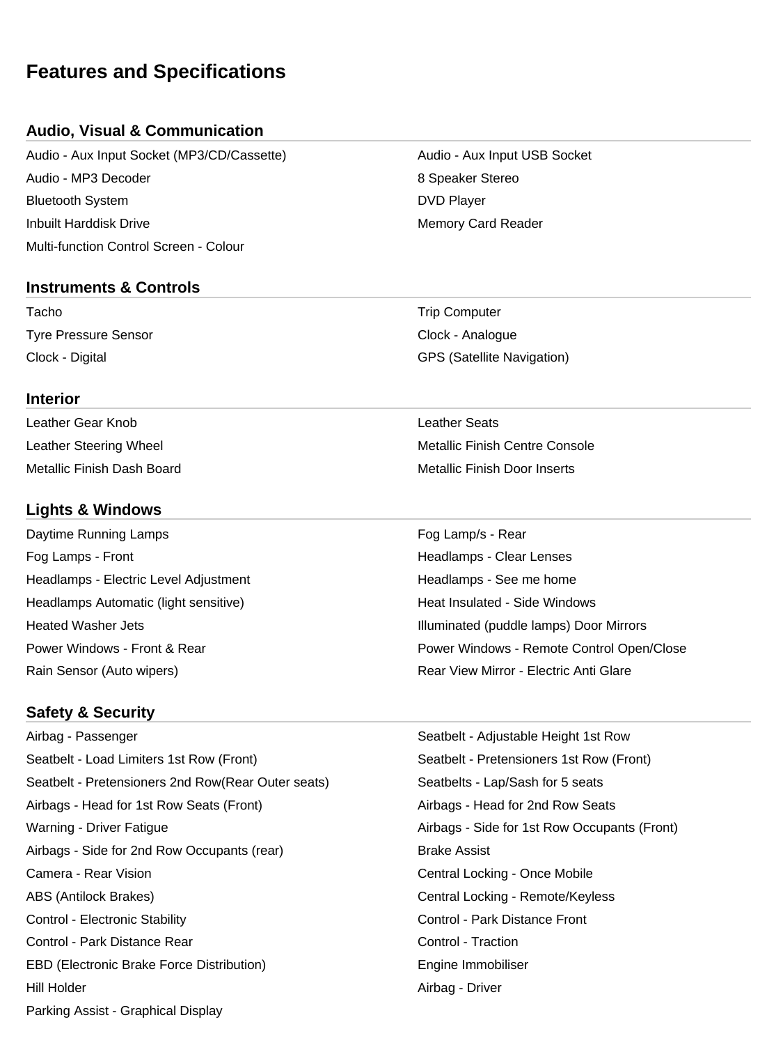# Features and Specifications

## Audio, Visual & Communication

- Audio - Aux Input Socket (MP3/CD/Cassette)
- Audio - Aux Input USB Socket
- Audio - MP3 Decoder
- 8 Speaker Stereo
- Bluetooth System
- DVD Player
- Inbuilt Harddisk Drive
- Memory Card Reader
- Multi-function Control Screen - Colour

## Instruments & Controls

- Tacho
- Trip Computer
- Tyre Pressure Sensor
- Clock - Analogue
- Clock - Digital
- GPS (Satellite Navigation)

## Interior

- Leather Gear Knob
- Leather Seats
- Leather Steering Wheel
- Metallic Finish Centre Console
- Metallic Finish Dash Board
- Metallic Finish Door Inserts

## Lights & Windows

- Daytime Running Lamps
- Fog Lamp/s - Rear
- Fog Lamps - Front
- Headlamps - Clear Lenses
- Headlamps - Electric Level Adjustment
- Headlamps - See me home
- Headlamps Automatic (light sensitive)
- Heat Insulated - Side Windows
- Heated Washer Jets
- Illuminated (puddle lamps) Door Mirrors
- Power Windows - Front & Rear
- Power Windows - Remote Control Open/Close
- Rain Sensor (Auto wipers)
- Rear View Mirror - Electric Anti Glare

## Safety & Security

- Airbag - Passenger
- Seatbelt - Adjustable Height 1st Row
- Seatbelt - Load Limiters 1st Row (Front)
- Seatbelt - Pretensioners 1st Row (Front)
- Seatbelt - Pretensioners 2nd Row(Rear Outer seats)
- Seatbelts - Lap/Sash for 5 seats
- Airbags - Head for 1st Row Seats (Front)
- Airbags - Head for 2nd Row Seats
- Warning - Driver Fatigue
- Airbags - Side for 1st Row Occupants (Front)
- Airbags - Side for 2nd Row Occupants (rear)
- Brake Assist
- Camera - Rear Vision
- Central Locking - Once Mobile
- ABS (Antilock Brakes)
- Central Locking - Remote/Keyless
- Control - Electronic Stability
- Control - Park Distance Front
- Control - Park Distance Rear
- Control - Traction
- EBD (Electronic Brake Force Distribution)
- Engine Immobiliser
- Hill Holder
- Airbag - Driver
- Parking Assist - Graphical Display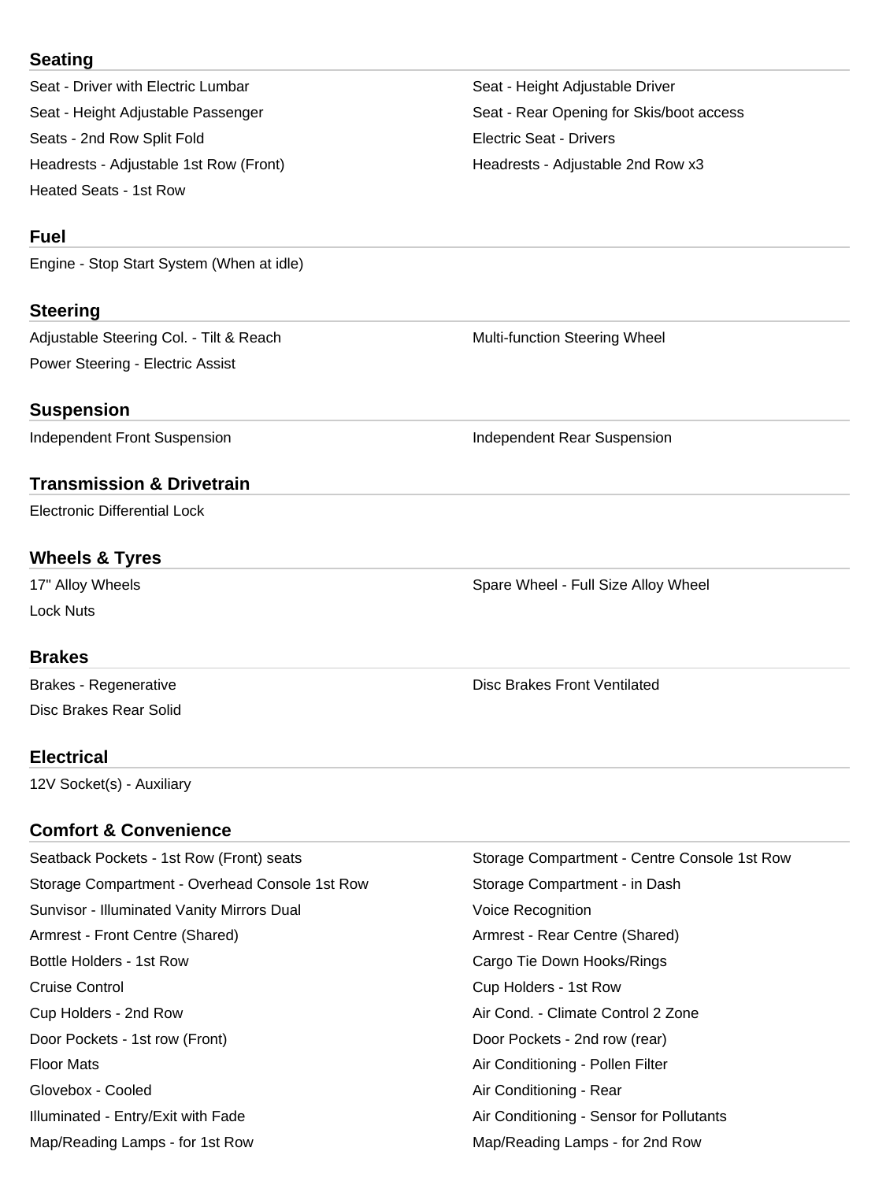## Seating

- Seat - Driver with Electric Lumbar
- Seat - Height Adjustable Driver
- Seat - Height Adjustable Passenger
- Seat - Rear Opening for Skis/boot access
- Seats - 2nd Row Split Fold
- Electric Seat - Drivers
- Headrests - Adjustable 1st Row (Front)
- Headrests - Adjustable 2nd Row x3
- Heated Seats - 1st Row

## Fuel

- Engine - Stop Start System (When at idle)

## Steering

- Adjustable Steering Col. - Tilt & Reach
- Multi-function Steering Wheel
- Power Steering - Electric Assist

## Suspension

- Independent Front Suspension
- Independent Rear Suspension

## Transmission & Drivetrain

- Electronic Differential Lock

## Wheels & Tyres

- 17" Alloy Wheels
- Spare Wheel - Full Size Alloy Wheel
- Lock Nuts

## Brakes

- Brakes - Regenerative
- Disc Brakes Front Ventilated
- Disc Brakes Rear Solid

## Electrical

- 12V Socket(s) - Auxiliary

## Comfort & Convenience

- Seatback Pockets - 1st Row (Front) seats
- Storage Compartment - Centre Console 1st Row
- Storage Compartment - Overhead Console 1st Row
- Storage Compartment - in Dash
- Sunvisor - Illuminated Vanity Mirrors Dual
- Voice Recognition
- Armrest - Front Centre (Shared)
- Armrest - Rear Centre (Shared)
- Bottle Holders - 1st Row
- Cargo Tie Down Hooks/Rings
- Cruise Control
- Cup Holders - 1st Row
- Cup Holders - 2nd Row
- Air Cond. - Climate Control 2 Zone
- Door Pockets - 1st row (Front)
- Door Pockets - 2nd row (rear)
- Floor Mats
- Air Conditioning - Pollen Filter
- Glovebox - Cooled
- Air Conditioning - Rear
- Illuminated - Entry/Exit with Fade
- Air Conditioning - Sensor for Pollutants
- Map/Reading Lamps - for 1st Row
- Map/Reading Lamps - for 2nd Row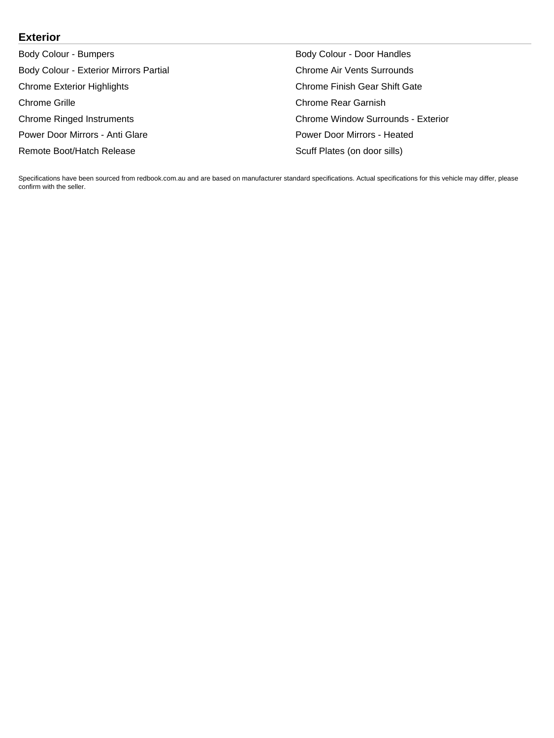## Exterior

- Body Colour - Bumpers
- Body Colour - Door Handles
- Body Colour - Exterior Mirrors Partial
- Chrome Air Vents Surrounds
- Chrome Exterior Highlights
- Chrome Finish Gear Shift Gate
- Chrome Grille
- Chrome Rear Garnish
- Chrome Ringed Instruments
- Chrome Window Surrounds - Exterior
- Power Door Mirrors - Anti Glare
- Power Door Mirrors - Heated
- Remote Boot/Hatch Release
- Scuff Plates (on door sills)

Specifications have been sourced from redbook.com.au and are based on manufacturer standard specifications. Actual specifications for this vehicle may differ, please confirm with the seller.